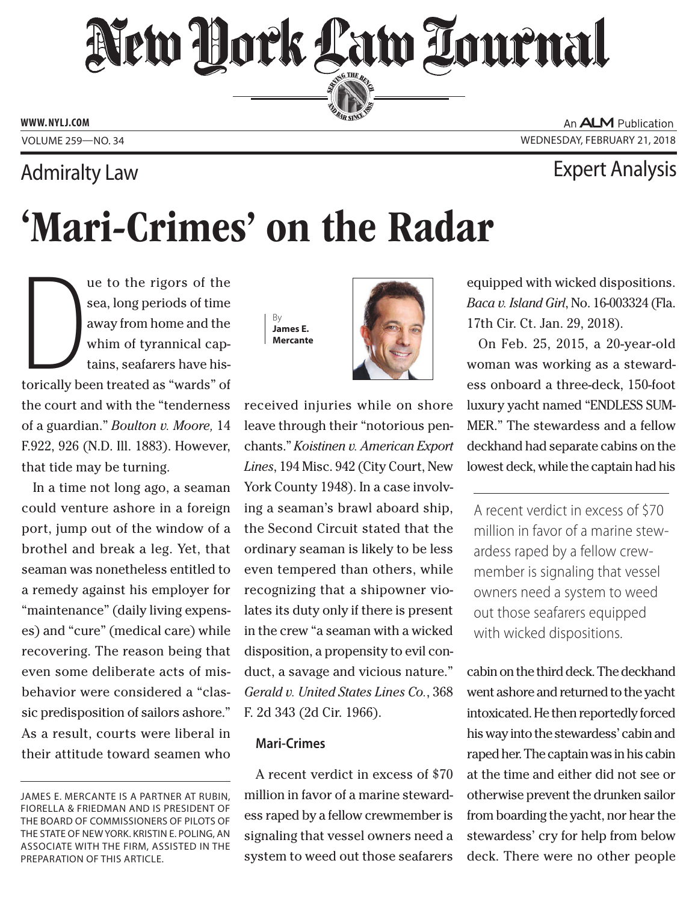# New York Law Journal

Admiralty Law

Expert Analysis

# 'Mari-Crimes' on the Radar

By **James E. Mercante**

Due to the rigors of the sea, long periods of time away from home and the whim of tyrannical captains, seafarers have historically been treated as "wards" of the court and with the "tenderness of a guardian." *Boulton v. Moore,* 14 F.922, 926 (N.D. Ill. 1883). However, that tide may be turning.

In a time not long ago, a seaman could venture ashore in a foreign port, jump out of the window of a brothel and break a leg. Yet, that seaman was nonetheless entitled to a remedy against his employer for "maintenance" (daily living expenses) and "cure" (medical care) while recovering. The reason being that even some deliberate acts of misbehavior were considered a "classic predisposition of sailors ashore." As a result, courts were liberal in their attitude toward seamen who received injuries while on shore leave through their "notorious penchants." *Koistinen v. American Export Lines*, 194 Misc. 942 (City Court, New York County 1948). In a case involving a seaman's brawl aboard ship, the Second Circuit stated that the ordinary seaman is likely to be less even tempered than others, while recognizing that a shipowner violates its duty only if there is present in the crew "a seaman with a wicked disposition, a propensity to evil conduct, a savage and vicious nature." *Gerald v. United States Lines Co.*, 368 F. 2d 343 (2d Cir. 1966).

## Mari-Crimes

A recent verdict in excess of $70 million in favor of a marine stewardess raped by a fellow crewmember is signaling that vessel owners need a system to weed out those seafarers equipped with wicked dispositions. *Baca v. Island Girl*, No. 16-003324 (Fla. 17th Cir. Ct. Jan. 29, 2018).

On Feb. 25, 2015, a 20-year-old woman was working as a stewardess onboard a three-deck, 150-foot luxury yacht named "ENDLESS SUMMER." The stewardess and a fellow deckhand had separate cabins on the lowest deck, while the captain had his cabin on the third deck. The deckhand went ashore and returned to the yacht intoxicated. He then reportedly forced his way into the stewardess' cabin and raped her. The captain was in his cabin at the time and either did not see or otherwise prevent the drunken sailor from boarding the yacht, nor hear the stewardess' cry for help from below deck. There were no other people

> A recent verdict in excess of $70 million in favor of a marine stewardess raped by a fellow crewmember is signaling that vessel owners need a system to weed out those seafarers equipped with wicked dispositions.

JAMES E. MERCANTE IS A PARTNER AT RUBIN, FIORELLA & FRIEDMAN AND IS PRESIDENT OF THE BOARD OF COMMISSIONERS OF PILOTS OF THE STATE OF NEW YORK. KRISTIN E. POLING, AN ASSOCIATE WITH THE FIRM, ASSISTED IN THE PREPARATION OF THIS ARTICLE.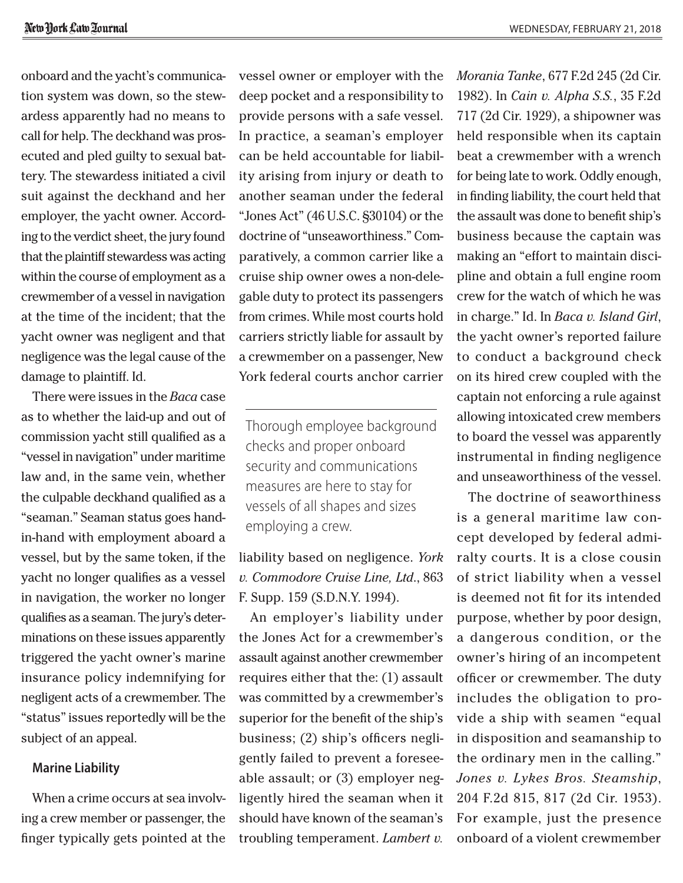onboard and the yacht's communication system was down, so the stewardess apparently had no means to call for help. The deckhand was prosecuted and pled guilty to sexual battery. The stewardess initiated a civil suit against the deckhand and her employer, the yacht owner. According to the verdict sheet, the jury found that the plaintiff stewardess was acting within the course of employment as a crewmember of a vessel in navigation at the time of the incident; that the yacht owner was negligent and that negligence was the legal cause of the damage to plaintiff. Id.

There were issues in the *Baca* case as to whether the laid-up and out of commission yacht still qualified as a "vessel in navigation" under maritime law and, in the same vein, whether the culpable deckhand qualified as a "seaman." Seaman status goes hand-in-hand with employment aboard a vessel, but by the same token, if the yacht no longer qualifies as a vessel in navigation, the worker no longer qualifies as a seaman. The jury's determinations on these issues apparently triggered the yacht owner's marine insurance policy indemnifying for negligent acts of a crewmember. The "status" issues reportedly will be the subject of an appeal.

#### Marine Liability

When a crime occurs at sea involving a crew member or passenger, the finger typically gets pointed at the vessel owner or employer with the deep pocket and a responsibility to provide persons with a safe vessel. In practice, a seaman's employer can be held accountable for liability arising from injury or death to another seaman under the federal "Jones Act" (46 U.S.C. §30104) or the doctrine of "unseaworthiness." Comparatively, a common carrier like a cruise ship owner owes a non-delegable duty to protect its passengers from crimes. While most courts hold carriers strictly liable for assault by a crewmember on a passenger, New York federal courts anchor carrier liability based on negligence. *York v. Commodore Cruise Line, Ltd.*, 863 F. Supp. 159 (S.D.N.Y. 1994).

> Thorough employee background checks and proper onboard security and communications measures are here to stay for vessels of all shapes and sizes employing a crew.

An employer's liability under the Jones Act for a crewmember's assault against another crewmember requires either that the: (1) assault was committed by a crewmember's superior for the benefit of the ship's business; (2) ship's officers negligently failed to prevent a foreseeable assault; or (3) employer negligently hired the seaman when it should have known of the seaman's troubling temperament. *Lambert v. Morania Tanke*, 677 F.2d 245 (2d Cir. 1982). In *Cain v. Alpha S.S.*, 35 F.2d 717 (2d Cir. 1929), a shipowner was held responsible when its captain beat a crewmember with a wrench for being late to work. Oddly enough, in finding liability, the court held that the assault was done to benefit ship's business because the captain was making an "effort to maintain discipline and obtain a full engine room crew for the watch of which he was in charge." Id. In *Baca v. Island Girl*, the yacht owner's reported failure to conduct a background check on its hired crew coupled with the captain not enforcing a rule against allowing intoxicated crew members to board the vessel was apparently instrumental in finding negligence and unseaworthiness of the vessel.

The doctrine of seaworthiness is a general maritime law concept developed by federal admiralty courts. It is a close cousin of strict liability when a vessel is deemed not fit for its intended purpose, whether by poor design, a dangerous condition, or the owner's hiring of an incompetent officer or crewmember. The duty includes the obligation to provide a ship with seamen "equal in disposition and seamanship to the ordinary men in the calling." *Jones v. Lykes Bros. Steamship*, 204 F.2d 815, 817 (2d Cir. 1953). For example, just the presence onboard of a violent crewmember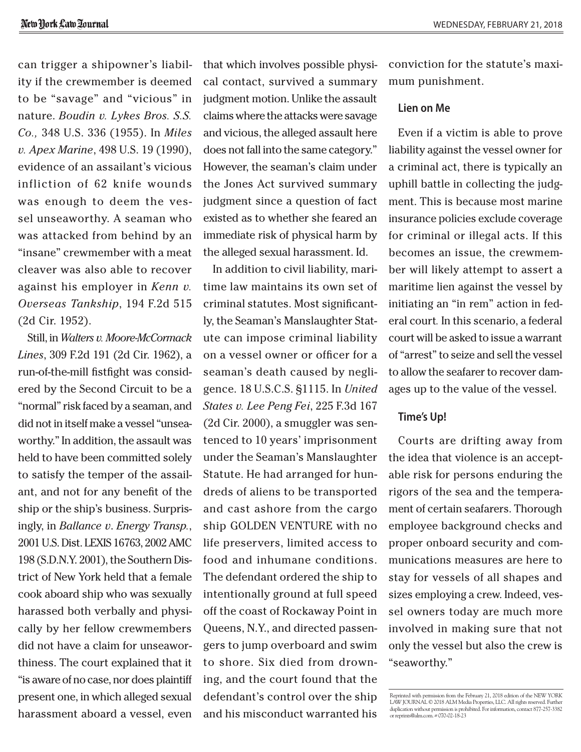can trigger a shipowner's liability if the crewmember is deemed to be "savage" and "vicious" in nature. *Boudin v. Lykes Bros. S.S. Co.,* 348 U.S. 336 (1955). In *Miles v. Apex Marine*, 498 U.S. 19 (1990), evidence of an assailant's vicious infliction of 62 knife wounds was enough to deem the vessel unseaworthy. A seaman who was attacked from behind by an "insane" crewmember with a meat cleaver was also able to recover against his employer in *Kenn v. Overseas Tankship*, 194 F.2d 515 (2d Cir. 1952).

Still, in *Walters v. Moore-McCormack Lines*, 309 F.2d 191 (2d Cir. 1962), a run-of-the-mill fistfight was considered by the Second Circuit to be a "normal" risk faced by a seaman, and did not in itself make a vessel "unseaworthy." In addition, the assault was held to have been committed solely to satisfy the temper of the assailant, and not for any benefit of the ship or the ship's business. Surprisingly, in *Ballance v. Energy Transp.*, 2001 U.S. Dist. LEXIS 16763, 2002 AMC 198 (S.D.N.Y. 2001), the Southern District of New York held that a female cook aboard ship who was sexually harassed both verbally and physically by her fellow crewmembers did not have a claim for unseaworthiness. The court explained that it "is aware of no case, nor does plaintiff present one, in which alleged sexual harassment aboard a vessel, even that which involves possible physical contact, survived a summary judgment motion. Unlike the assault claims where the attacks were savage and vicious, the alleged assault here does not fall into the same category." However, the seaman's claim under the Jones Act survived summary judgment since a question of fact existed as to whether she feared an immediate risk of physical harm by the alleged sexual harassment. Id.

In addition to civil liability, maritime law maintains its own set of criminal statutes. Most significantly, the Seaman's Manslaughter Statute can impose criminal liability on a vessel owner or officer for a seaman's death caused by negligence. 18 U.S.C.S. §1115. In *United States v. Lee Peng Fei*, 225 F.3d 167 (2d Cir. 2000), a smuggler was sentenced to 10 years' imprisonment under the Seaman's Manslaughter Statute. He had arranged for hundreds of aliens to be transported and cast ashore from the cargo ship GOLDEN VENTURE with no life preservers, limited access to food and inhumane conditions. The defendant ordered the ship to intentionally ground at full speed off the coast of Rockaway Point in Queens, N.Y., and directed passengers to jump overboard and swim to shore. Six died from drowning, and the court found that the defendant's control over the ship and his misconduct warranted his conviction for the statute's maximum punishment.

### Lien on Me

Even if a victim is able to prove liability against the vessel owner for a criminal act, there is typically an uphill battle in collecting the judgment. This is because most marine insurance policies exclude coverage for criminal or illegal acts. If this becomes an issue, the crewmember will likely attempt to assert a maritime lien against the vessel by initiating an "in rem" action in federal court. In this scenario, a federal court will be asked to issue a warrant of "arrest" to seize and sell the vessel to allow the seafarer to recover damages up to the value of the vessel.

### Time's Up!

Courts are drifting away from the idea that violence is an acceptable risk for persons enduring the rigors of the sea and the temperament of certain seafarers. Thorough employee background checks and proper onboard security and communications measures are here to stay for vessels of all shapes and sizes employing a crew. Indeed, vessel owners today are much more involved in making sure that not only the vessel but also the crew is "seaworthy."

Reprinted with permission from the February 21, 2018 edition of the NEW YORK LAW JOURNAL © 2018 ALM Media Properties, LLC. All rights reserved. Further duplication without permission is prohibited. For information, contact 877-257-3382 or reprints@alm.com. # 070-02-18-23